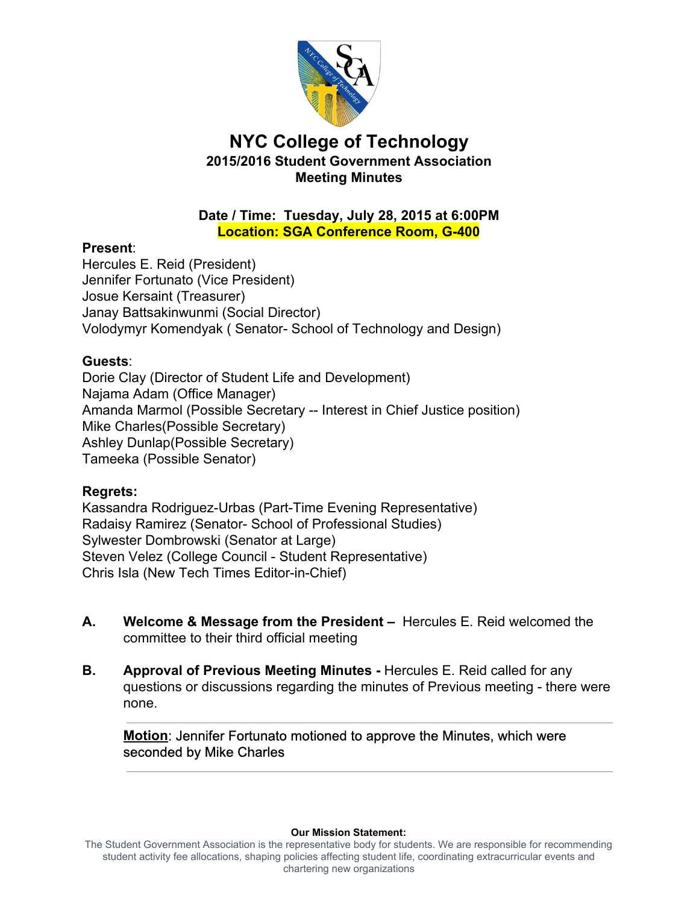# NYC College of Technology

## 2015/2016 Student Government Association
## Meeting Minutes

**Date / Time: Tuesday, July 28, 2015 at 6:00PM**
**Location: SGA Conference Room, G-400**

**Present**:
Hercules E. Reid (President)
Jennifer Fortunato (Vice President)
Josue Kersaint (Treasurer)
Janay Battsakinwunmi (Social Director)
Volodymyr Komendyak ( Senator- School of Technology and Design)

**Guests**:
Dorie Clay (Director of Student Life and Development)
Najama Adam (Office Manager)
Amanda Marmol (Possible Secretary -- Interest in Chief Justice position)
Mike Charles(Possible Secretary)
Ashley Dunlap(Possible Secretary)
Tameeka (Possible Senator)

**Regrets:**
Kassandra Rodriguez-Urbas (Part-Time Evening Representative)
Radaisy Ramirez (Senator- School of Professional Studies)
Sylwester Dombrowski (Senator at Large)
Steven Velez (College Council - Student Representative)
Chris Isla (New Tech Times Editor-in-Chief)

**A. Welcome & Message from the President –** Hercules E. Reid welcomed the committee to their third official meeting

**B. Approval of Previous Meeting Minutes -** Hercules E. Reid called for any questions or discussions regarding the minutes of Previous meeting - there were none.

---

**Motion**: Jennifer Fortunato motioned to approve the Minutes, which were seconded by Mike Charles

---

**Our Mission Statement:**
The Student Government Association is the representative body for students. We are responsible for recommending student activity fee allocations, shaping policies affecting student life, coordinating extracurricular events and chartering new organizations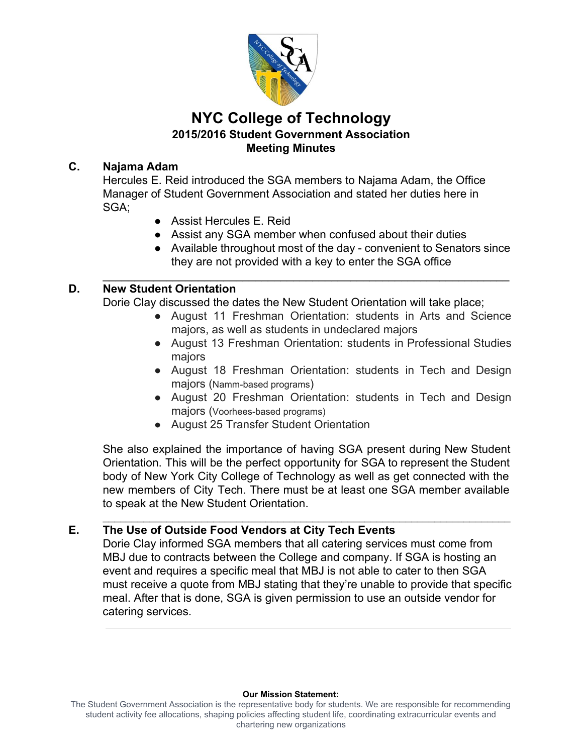# NYC College of Technology

### 2015/2016 Student Government Association
### Meeting Minutes

**C. Najama Adam**

Hercules E. Reid introduced the SGA members to Najama Adam, the Office Manager of Student Government Association and stated her duties here in SGA;

- Assist Hercules E. Reid
- Assist any SGA member when confused about their duties
- Available throughout most of the day - convenient to Senators since they are not provided with a key to enter the SGA office

---

**D. New Student Orientation**

Dorie Clay discussed the dates the New Student Orientation will take place;

- August 11 Freshman Orientation: students in Arts and Science majors, as well as students in undeclared majors
- August 13 Freshman Orientation: students in Professional Studies majors
- August 18 Freshman Orientation: students in Tech and Design majors (Namm-based programs)
- August 20 Freshman Orientation: students in Tech and Design majors (Voorhees-based programs)
- August 25 Transfer Student Orientation

She also explained the importance of having SGA present during New Student Orientation. This will be the perfect opportunity for SGA to represent the Student body of New York City College of Technology as well as get connected with the new members of City Tech. There must be at least one SGA member available to speak at the New Student Orientation.

---

**E. The Use of Outside Food Vendors at City Tech Events**

Dorie Clay informed SGA members that all catering services must come from MBJ due to contracts between the College and company. If SGA is hosting an event and requires a specific meal that MBJ is not able to cater to then SGA must receive a quote from MBJ stating that they're unable to provide that specific meal. After that is done, SGA is given permission to use an outside vendor for catering services.

---

**Our Mission Statement:**

The Student Government Association is the representative body for students. We are responsible for recommending student activity fee allocations, shaping policies affecting student life, coordinating extracurricular events and chartering new organizations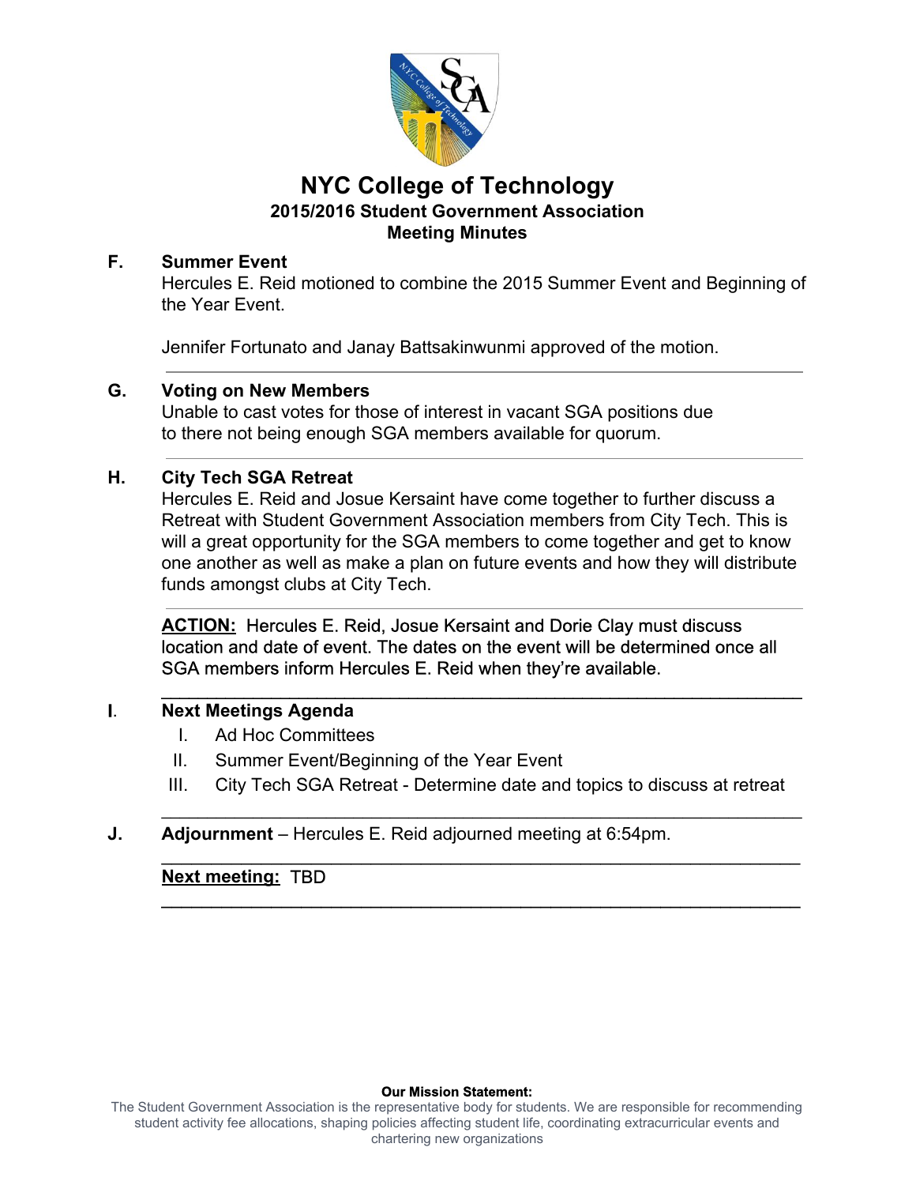# NYC College of Technology

## 2015/2016 Student Government Association
## Meeting Minutes

**F. Summer Event**

Hercules E. Reid motioned to combine the 2015 Summer Event and Beginning of the Year Event.

Jennifer Fortunato and Janay Battsakinwunmi approved of the motion.

---

**G. Voting on New Members**

Unable to cast votes for those of interest in vacant SGA positions due to there not being enough SGA members available for quorum.

---

**H. City Tech SGA Retreat**

Hercules E. Reid and Josue Kersaint have come together to further discuss a Retreat with Student Government Association members from City Tech. This is will a great opportunity for the SGA members to come together and get to know one another as well as make a plan on future events and how they will distribute funds amongst clubs at City Tech.

---

**ACTION:** Hercules E. Reid, Josue Kersaint and Dorie Clay must discuss location and date of event. The dates on the event will be determined once all SGA members inform Hercules E. Reid when they're available.

---

**I. Next Meetings Agenda**

I. Ad Hoc Committees
II. Summer Event/Beginning of the Year Event
III. City Tech SGA Retreat - Determine date and topics to discuss at retreat

---

**J. Adjournment** – Hercules E. Reid adjourned meeting at 6:54pm.

---

**Next meeting:** TBD

---

**Our Mission Statement:**

The Student Government Association is the representative body for students. We are responsible for recommending student activity fee allocations, shaping policies affecting student life, coordinating extracurricular events and chartering new organizations